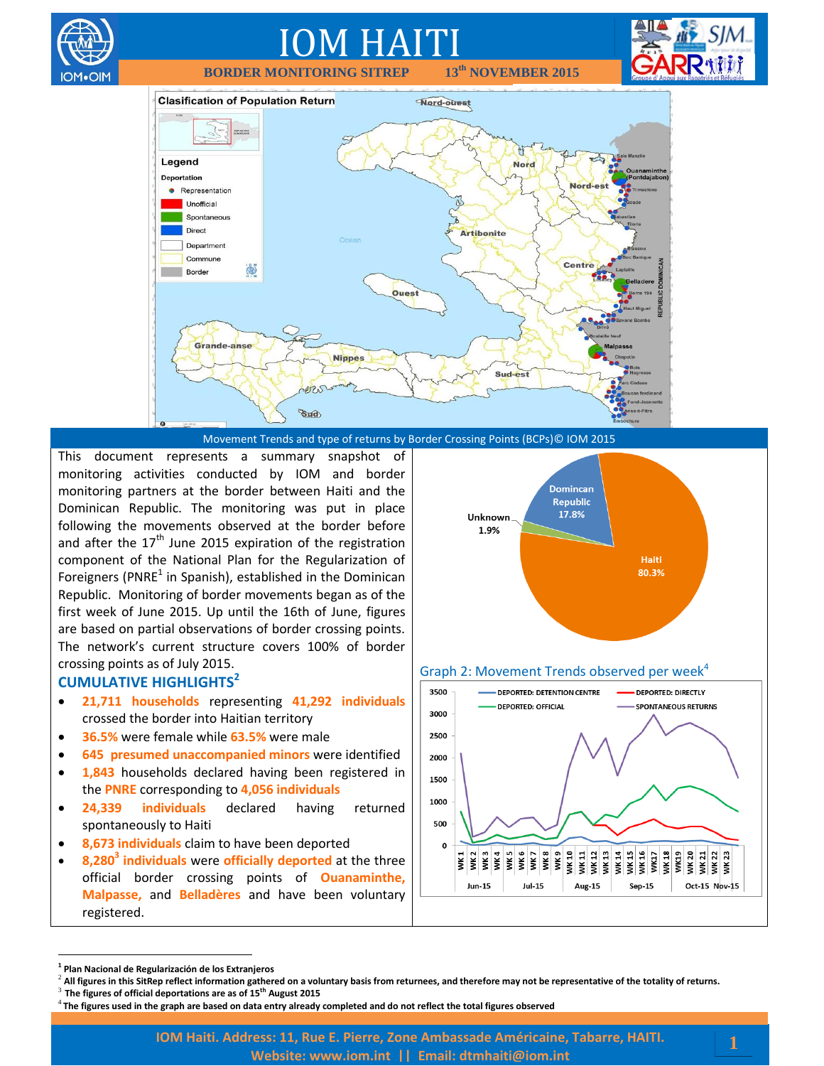# IOM HAITI

**BORDER MONITORING SITREP 13th NOVEMBER 2015**

Movement Trends and type of returns by Border Crossing Points (BCPs)© IOM 2015

This document represents a summary snapshot of monitoring activities conducted by IOM and border monitoring partners at the border between Haiti and the Dominican Republic. The monitoring was put in place following the movements observed at the border before and after the 17th June 2015 expiration of the registration component of the National Plan for the Regularization of Foreigners (PNRE[1] in Spanish), established in the Dominican Republic. Monitoring of border movements began as of the first week of June 2015. Up until the 16th of June, figures are based on partial observations of border crossing points. The network's current structure covers 100% of border crossing points as of July 2015.

## CUMULATIVE HIGHLIGHTS[2]

- **21,711 households** representing **41,292 individuals** crossed the border into Haitian territory
- **36.5%** were female while **63.5%** were male
- **645 presumed unaccompanied minors** were identified
- **1,843** households declared having been registered in the **PNRE** corresponding to **4,056 individuals**
- **24,339 individuals** declared having returned spontaneously to Haiti
- **8,673 individuals** claim to have been deported
- **8,280[3] individuals** were **officially deported** at the three official border crossing points of **Ouanaminthe, Malpasse,** and **Belladères** and have been voluntary registered.

Graph 2: Movement Trends observed per week[4]

[1] Plan Nacional de Regularización de los Extranjeros

[2] All figures in this SitRep reflect information gathered on a voluntary basis from returnees, and therefore may not be representative of the totality of returns.

[3] The figures of official deportations are as of 15th August 2015

[4] The figures used in the graph are based on data entry already completed and do not reflect the total figures observed

IOM Haiti. Address: 11, Rue E. Pierre, Zone Ambassade Américaine, Tabarre, HAITI.
Website: www.iom.int || Email: dtmhaiti@iom.int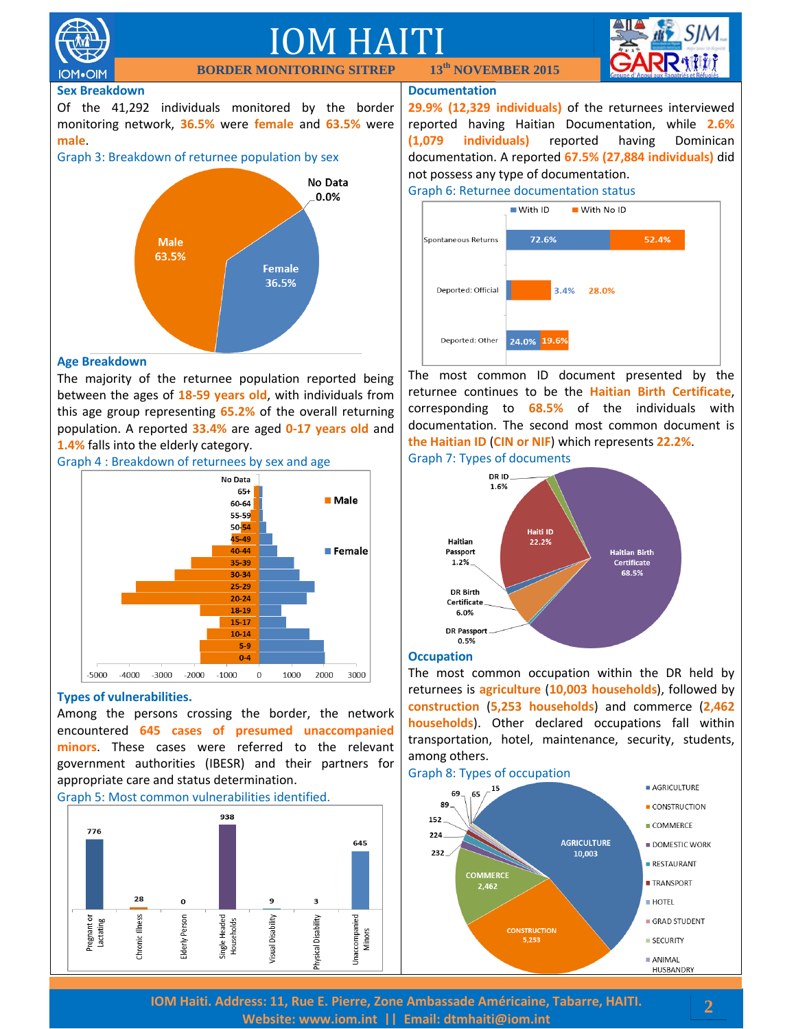# IOM HAITI

**BORDER MONITORING SITREP — 13th NOVEMBER 2015**

## Sex Breakdown

Of the 41,292 individuals monitored by the border monitoring network, **36.5%** were **female** and **63.5%** were **male**.

Graph 3: Breakdown of returnee population by sex

| Sex | Percentage |
|---|---|
| Male | 63.5% |
| Female | 36.5% |
| No Data | 0.0% |

## Age Breakdown

The majority of the returnee population reported being between the ages of **18-59 years old**, with individuals from this age group representing **65.2%** of the overall returning population. A reported **33.4%** are aged **0-17 years old** and **1.4%** falls into the elderly category.

Graph 4 : Breakdown of returnees by sex and age

## Types of vulnerabilities.

Among the persons crossing the border, the network encountered **645 cases of presumed unaccompanied minors**. These cases were referred to the relevant government authorities (IBESR) and their partners for appropriate care and status determination.

Graph 5: Most common vulnerabilities identified.

| Vulnerability | Cases |
|---|---|
| Pregnant or Lactating | 776 |
| Chronic Illness | 28 |
| Elderly Person | 0 |
| Single Headed Households | 938 |
| Visual Disability | 9 |
| Physical Disability | 3 |
| Unaccompanied Minors | 645 |

## Documentation

**29.9% (12,329 individuals)** of the returnees interviewed reported having Haitian Documentation, while **2.6% (1,079 individuals)** reported having Dominican documentation. A reported **67.5% (27,884 individuals)** did not possess any type of documentation.

Graph 6: Returnee documentation status

| Category | With ID | With No ID |
|---|---|---|
| Spontaneous Returns | 72.6% | 52.4% |
| Deported: Official | 3.4% | 28.0% |
| Deported: Other | 24.0% | 19.6% |

The most common ID document presented by the returnee continues to be the **Haitian Birth Certificate**, corresponding to **68.5%** of the individuals with documentation. The second most common document is **the Haitian ID** (**CIN or NIF**) which represents **22.2%**.

Graph 7: Types of documents

| Document | Percentage |
|---|---|
| Haitian Birth Certificate | 68.5% |
| Haiti ID | 22.2% |
| DR Birth Certificate | 6.0% |
| DR ID | 1.6% |
| Haitian Passport | 1.2% |
| DR Passport | 0.5% |

## Occupation

The most common occupation within the DR held by returnees is **agriculture** (**10,003 households**), followed by **construction** (**5,253 households**) and commerce (**2,462 households**). Other declared occupations fall within transportation, hotel, maintenance, security, students, among others.

Graph 8: Types of occupation

| Occupation | Households |
|---|---|
| Agriculture | 10,003 |
| Construction | 5,253 |
| Commerce | 2,462 |

Other values shown in the chart: 232, 224, 152, 89, 69, 65, 15 (categories: Domestic Work, Restaurant, Transport, Hotel, Grad Student, Security, Animal Husbandry).

IOM Haiti. Address: 11, Rue E. Pierre, Zone Ambassade Américaine, Tabarre, HAITI.
Website: www.iom.int || Email: dtmhaiti@iom.int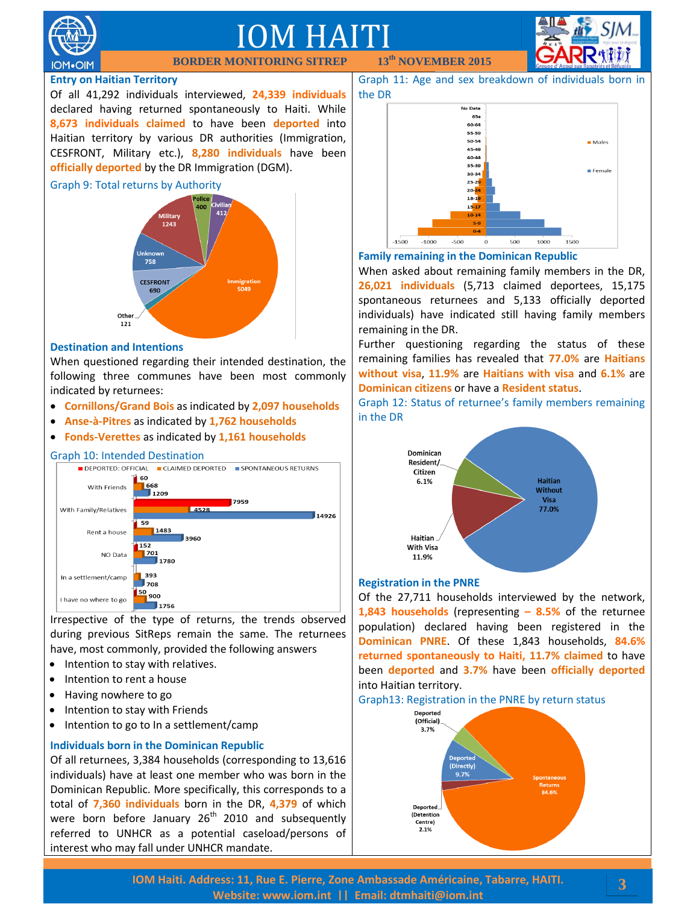## Entry on Haitian Territory

Of all 41,292 individuals interviewed, **24,339 individuals** declared having returned spontaneously to Haiti. While **8,673 individuals claimed** to have been **deported** into Haitian territory by various DR authorities (Immigration, CESFRONT, Military etc.), **8,280 individuals** have been **officially deported** by the DR Immigration (DGM).

Graph 9: Total returns by Authority

## Destination and Intentions

When questioned regarding their intended destination, the following three communes have been most commonly indicated by returnees:

- **Cornillons/Grand Bois** as indicated by **2,097 households**
- **Anse-à-Pitres** as indicated by **1,762 households**
- **Fonds-Verettes** as indicated by **1,161 households**

Graph 10: Intended Destination

Irrespective of the type of returns, the trends observed during previous SitReps remain the same. The returnees have, most commonly, provided the following answers

- Intention to stay with relatives.
- Intention to rent a house
- Having nowhere to go
- Intention to stay with Friends
- Intention to go to In a settlement/camp

## Individuals born in the Dominican Republic

Of all returnees, 3,384 households (corresponding to 13,616 individuals) have at least one member who was born in the Dominican Republic. More specifically, this corresponds to a total of **7,360 individuals** born in the DR, **4,379** of which were born before January 26th 2010 and subsequently referred to UNHCR as a potential caseload/persons of interest who may fall under UNHCR mandate.

Graph 11: Age and sex breakdown of individuals born in the DR

## Family remaining in the Dominican Republic

When asked about remaining family members in the DR, **26,021 individuals** (5,713 claimed deportees, 15,175 spontaneous returnees and 5,133 officially deported individuals) have indicated still having family members remaining in the DR.

Further questioning regarding the status of these remaining families has revealed that **77.0%** are **Haitians without visa**, **11.9%** are **Haitians with visa** and **6.1%** are **Dominican citizens** or have a **Resident status**.

Graph 12: Status of returnee's family members remaining in the DR

## Registration in the PNRE

Of the 27,711 households interviewed by the network, **1,843 households** (representing **– 8.5%** of the returnee population) declared having been registered in the **Dominican PNRE**. Of these 1,843 households, **84.6% returned spontaneously to Haiti, 11.7% claimed** to have been **deported** and **3.7%** have been **officially deported** into Haitian territory.

Graph13: Registration in the PNRE by return status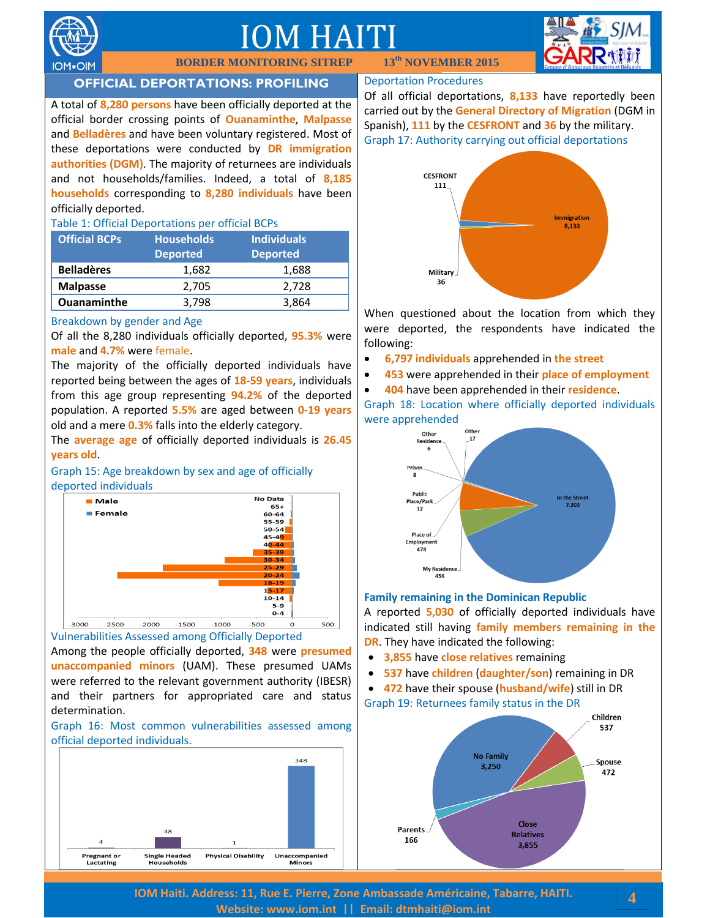# IOM HAITI

**BORDER MONITORING SITREP 13th NOVEMBER 2015**

## OFFICIAL DEPORTATIONS: PROFILING

A total of **8,280 persons** have been officially deported at the official border crossing points of **Ouanaminthe**, **Malpasse** and **Belladères** and have been voluntary registered. Most of these deportations were conducted by **DR immigration authorities (DGM)**. The majority of returnees are individuals and not households/families. Indeed, a total of **8,185 households** corresponding to **8,280 individuals** have been officially deported.

Table 1: Official Deportations per official BCPs

| Official BCPs | Households Deported | Individuals Deported |
|---|---|---|
| **Belladères** | 1,682 | 1,688 |
| **Malpasse** | 2,705 | 2,728 |
| **Ouanaminthe** | 3,798 | 3,864 |

### Breakdown by gender and Age

Of all the 8,280 individuals officially deported, **95.3%** were **male** and **4.7%** were female.

The majority of the officially deported individuals have reported being between the ages of **18-59 years**, individuals from this age group representing **94.2%** of the deported population. A reported **5.5%** are aged between **0-19 years** old and a mere **0.3%** falls into the elderly category.

The **average age** of officially deported individuals is **26.45 years old**.

Graph 15: Age breakdown by sex and age of officially deported individuals

### Vulnerabilities Assessed among Officially Deported

Among the people officially deported, **348** were **presumed unaccompanied minors** (UAM). These presumed UAMs were referred to the relevant government authority (IBESR) and their partners for appropriated care and status determination.

Graph 16: Most common vulnerabilities assessed among official deported individuals.

### Deportation Procedures

Of all official deportations, **8,133** have reportedly been carried out by the **General Directory of Migration** (DGM in Spanish), **111** by the **CESFRONT** and **36** by the military.

Graph 17: Authority carrying out official deportations

When questioned about the location from which they were deported, the respondents have indicated the following:

- **6,797 individuals** apprehended in **the street**
- **453** were apprehended in their **place of employment**
- **404** have been apprehended in their **residence**.

Graph 18: Location where officially deported individuals were apprehended

### Family remaining in the Dominican Republic

A reported **5,030** of officially deported individuals have indicated still having **family members remaining in the DR**. They have indicated the following:

- **3,855** have **close relatives** remaining
- **537** have **children** (**daughter/son**) remaining in DR
- **472** have their spouse (**husband/wife**) still in DR

Graph 19: Returnees family status in the DR

IOM Haiti. Address: 11, Rue E. Pierre, Zone Ambassade Américaine, Tabarre, HAITI.
Website: www.iom.int || Email: dtmhaiti@iom.int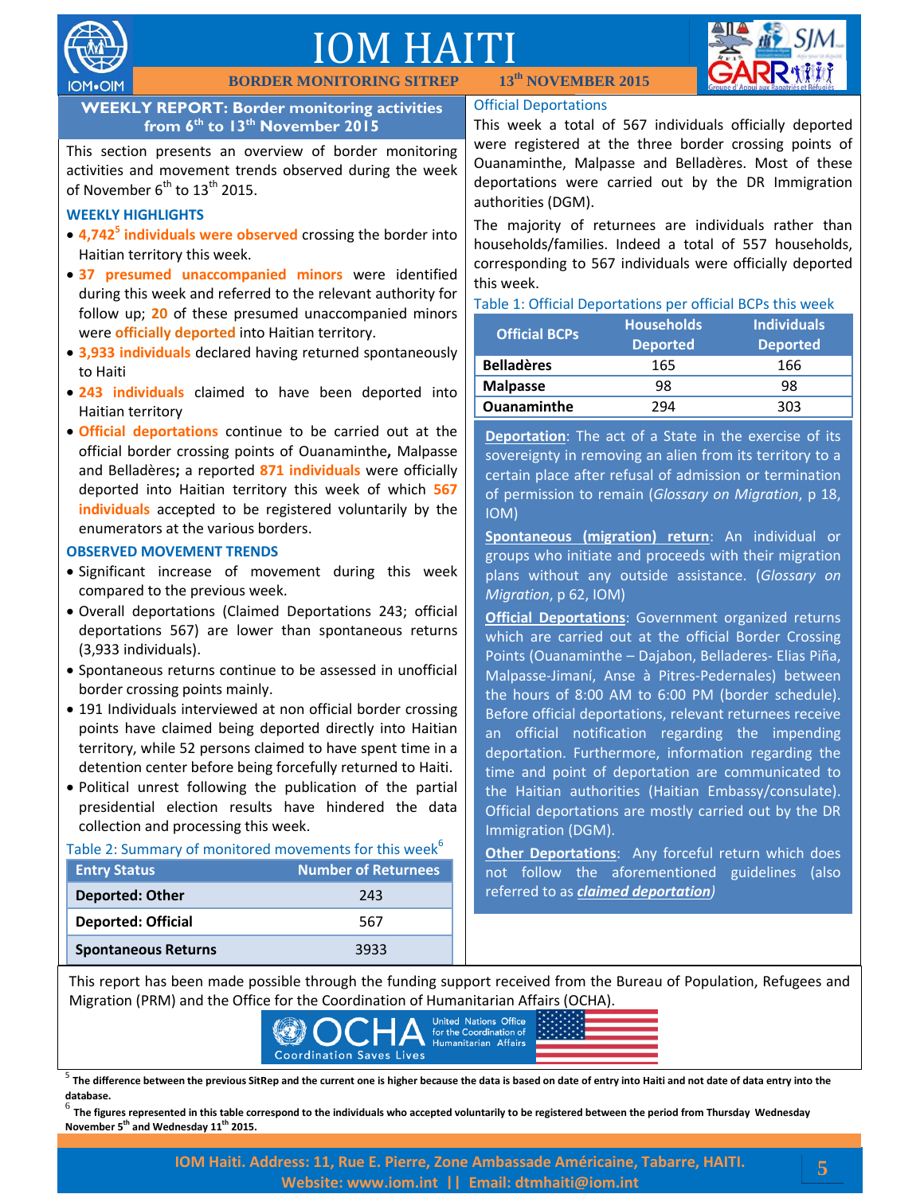# IOM HAITI

**BORDER MONITORING SITREP 13th NOVEMBER 2015**

## WEEKLY REPORT: Border monitoring activities from 6th to 13th November 2015

This section presents an overview of border monitoring activities and movement trends observed during the week of November 6th to 13th 2015.

### WEEKLY HIGHLIGHTS

- **4,742[5] individuals were observed** crossing the border into Haitian territory this week.
- **37 presumed unaccompanied minors** were identified during this week and referred to the relevant authority for follow up; **20** of these presumed unaccompanied minors were **officially deported** into Haitian territory.
- **3,933 individuals** declared having returned spontaneously to Haiti
- **243 individuals** claimed to have been deported into Haitian territory
- **Official deportations** continue to be carried out at the official border crossing points of Ouanaminthe**,** Malpasse and Belladères**;** a reported **871 individuals** were officially deported into Haitian territory this week of which **567 individuals** accepted to be registered voluntarily by the enumerators at the various borders.

### OBSERVED MOVEMENT TRENDS

- Significant increase of movement during this week compared to the previous week.
- Overall deportations (Claimed Deportations 243; official deportations 567) are lower than spontaneous returns (3,933 individuals).
- Spontaneous returns continue to be assessed in unofficial border crossing points mainly.
- 191 Individuals interviewed at non official border crossing points have claimed being deported directly into Haitian territory, while 52 persons claimed to have spent time in a detention center before being forcefully returned to Haiti.
- Political unrest following the publication of the partial presidential election results have hindered the data collection and processing this week.

Table 2: Summary of monitored movements for this week[6]

| Entry Status | Number of Returnees |
|---|---|
| **Deported: Other** | 243 |
| **Deported: Official** | 567 |
| **Spontaneous Returns** | 3933 |

### Official Deportations

This week a total of 567 individuals officially deported were registered at the three border crossing points of Ouanaminthe, Malpasse and Belladères. Most of these deportations were carried out by the DR Immigration authorities (DGM).

The majority of returnees are individuals rather than households/families. Indeed a total of 557 households, corresponding to 567 individuals were officially deported this week.

Table 1: Official Deportations per official BCPs this week

| Official BCPs | Households Deported | Individuals Deported |
|---|---|---|
| **Belladères** | 165 | 166 |
| **Malpasse** | 98 | 98 |
| **Ouanaminthe** | 294 | 303 |

**Deportation**: The act of a State in the exercise of its sovereignty in removing an alien from its territory to a certain place after refusal of admission or termination of permission to remain (*Glossary on Migration*, p 18, IOM)

**Spontaneous (migration) return**: An individual or groups who initiate and proceeds with their migration plans without any outside assistance. (*Glossary on Migration*, p 62, IOM)

**Official Deportations**: Government organized returns which are carried out at the official Border Crossing Points (Ouanaminthe – Dajabon, Belladeres- Elias Piña, Malpasse-Jimaní, Anse à Pitres-Pedernales) between the hours of 8:00 AM to 6:00 PM (border schedule). Before official deportations, relevant returnees receive an official notification regarding the impending deportation. Furthermore, information regarding the time and point of deportation are communicated to the Haitian authorities (Haitian Embassy/consulate). Official deportations are mostly carried out by the DR Immigration (DGM).

**Other Deportations**: Any forceful return which does not follow the aforementioned guidelines (also referred to as ***claimed deportation***)

This report has been made possible through the funding support received from the Bureau of Population, Refugees and Migration (PRM) and the Office for the Coordination of Humanitarian Affairs (OCHA).

[5] **The difference between the previous SitRep and the current one is higher because the data is based on date of entry into Haiti and not date of data entry into the database.**

[6] **The figures represented in this table correspond to the individuals who accepted voluntarily to be registered between the period from Thursday Wednesday November 5th and Wednesday 11th 2015.**

IOM Haiti. Address: 11, Rue E. Pierre, Zone Ambassade Américaine, Tabarre, HAITI.
Website: www.iom.int || Email: dtmhaiti@iom.int